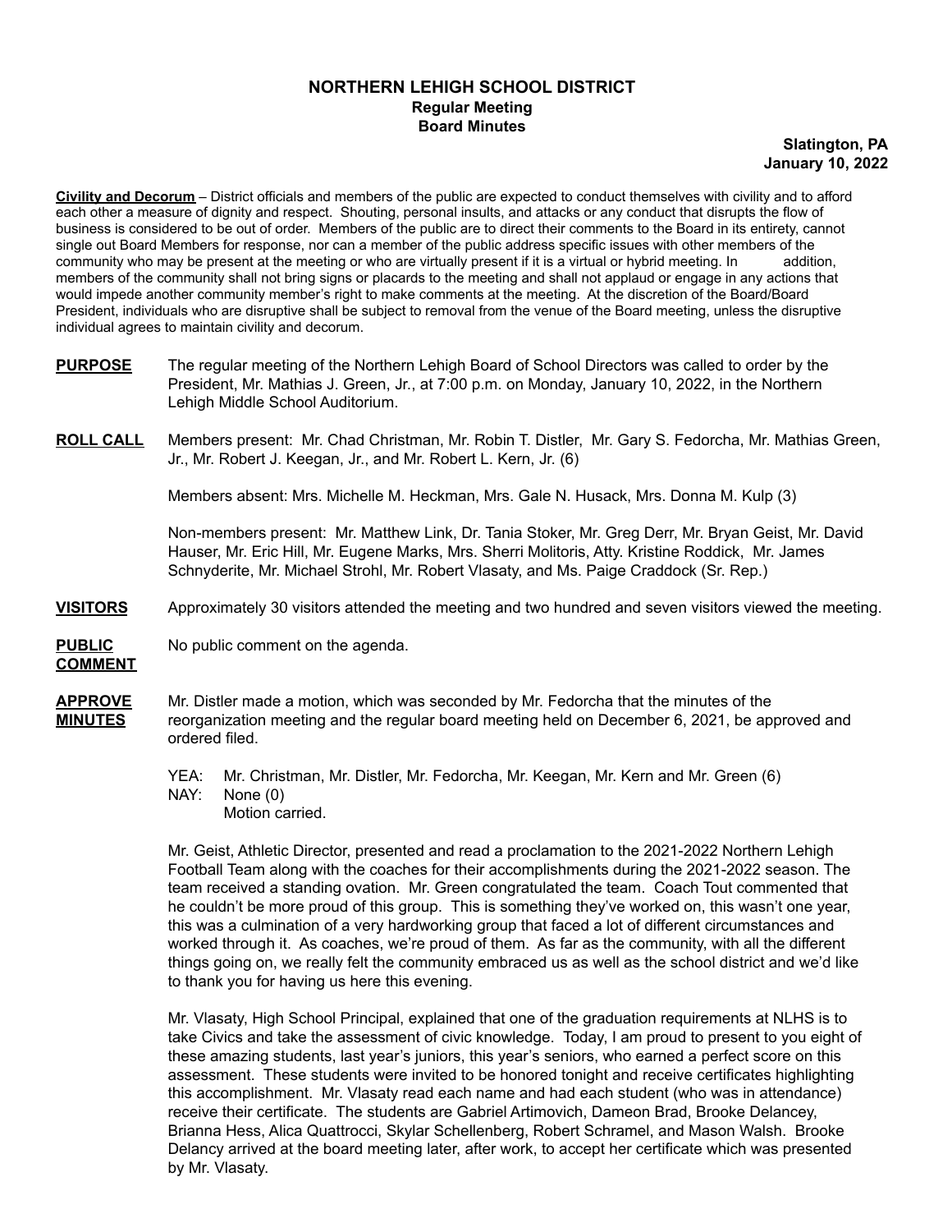# NORTHERN LEHIGH SCHOOL DISTRICT
## Regular Meeting
## Board Minutes

**Slatington, PA**
**January 10, 2022**

**Civility and Decorum** – District officials and members of the public are expected to conduct themselves with civility and to afford each other a measure of dignity and respect. Shouting, personal insults, and attacks or any conduct that disrupts the flow of business is considered to be out of order. Members of the public are to direct their comments to the Board in its entirety, cannot single out Board Members for response, nor can a member of the public address specific issues with other members of the community who may be present at the meeting or who are virtually present if it is a virtual or hybrid meeting. In addition, members of the community shall not bring signs or placards to the meeting and shall not applaud or engage in any actions that would impede another community member's right to make comments at the meeting. At the discretion of the Board/Board President, individuals who are disruptive shall be subject to removal from the venue of the Board meeting, unless the disruptive individual agrees to maintain civility and decorum.

**PURPOSE** The regular meeting of the Northern Lehigh Board of School Directors was called to order by the President, Mr. Mathias J. Green, Jr., at 7:00 p.m. on Monday, January 10, 2022, in the Northern Lehigh Middle School Auditorium.

**ROLL CALL** Members present: Mr. Chad Christman, Mr. Robin T. Distler, Mr. Gary S. Fedorcha, Mr. Mathias Green, Jr., Mr. Robert J. Keegan, Jr., and Mr. Robert L. Kern, Jr. (6)

Members absent: Mrs. Michelle M. Heckman, Mrs. Gale N. Husack, Mrs. Donna M. Kulp (3)

Non-members present: Mr. Matthew Link, Dr. Tania Stoker, Mr. Greg Derr, Mr. Bryan Geist, Mr. David Hauser, Mr. Eric Hill, Mr. Eugene Marks, Mrs. Sherri Molitoris, Atty. Kristine Roddick, Mr. James Schnyderite, Mr. Michael Strohl, Mr. Robert Vlasaty, and Ms. Paige Craddock (Sr. Rep.)

**VISITORS** Approximately 30 visitors attended the meeting and two hundred and seven visitors viewed the meeting.

**PUBLIC COMMENT** No public comment on the agenda.

**APPROVE MINUTES** Mr. Distler made a motion, which was seconded by Mr. Fedorcha that the minutes of the reorganization meeting and the regular board meeting held on December 6, 2021, be approved and ordered filed.

YEA: Mr. Christman, Mr. Distler, Mr. Fedorcha, Mr. Keegan, Mr. Kern and Mr. Green (6)
NAY: None (0)
Motion carried.

Mr. Geist, Athletic Director, presented and read a proclamation to the 2021-2022 Northern Lehigh Football Team along with the coaches for their accomplishments during the 2021-2022 season. The team received a standing ovation. Mr. Green congratulated the team. Coach Tout commented that he couldn't be more proud of this group. This is something they've worked on, this wasn't one year, this was a culmination of a very hardworking group that faced a lot of different circumstances and worked through it. As coaches, we're proud of them. As far as the community, with all the different things going on, we really felt the community embraced us as well as the school district and we'd like to thank you for having us here this evening.

Mr. Vlasaty, High School Principal, explained that one of the graduation requirements at NLHS is to take Civics and take the assessment of civic knowledge. Today, I am proud to present to you eight of these amazing students, last year's juniors, this year's seniors, who earned a perfect score on this assessment. These students were invited to be honored tonight and receive certificates highlighting this accomplishment. Mr. Vlasaty read each name and had each student (who was in attendance) receive their certificate. The students are Gabriel Artimovich, Dameon Brad, Brooke Delancey, Brianna Hess, Alica Quattrocci, Skylar Schellenberg, Robert Schramel, and Mason Walsh. Brooke Delancy arrived at the board meeting later, after work, to accept her certificate which was presented by Mr. Vlasaty.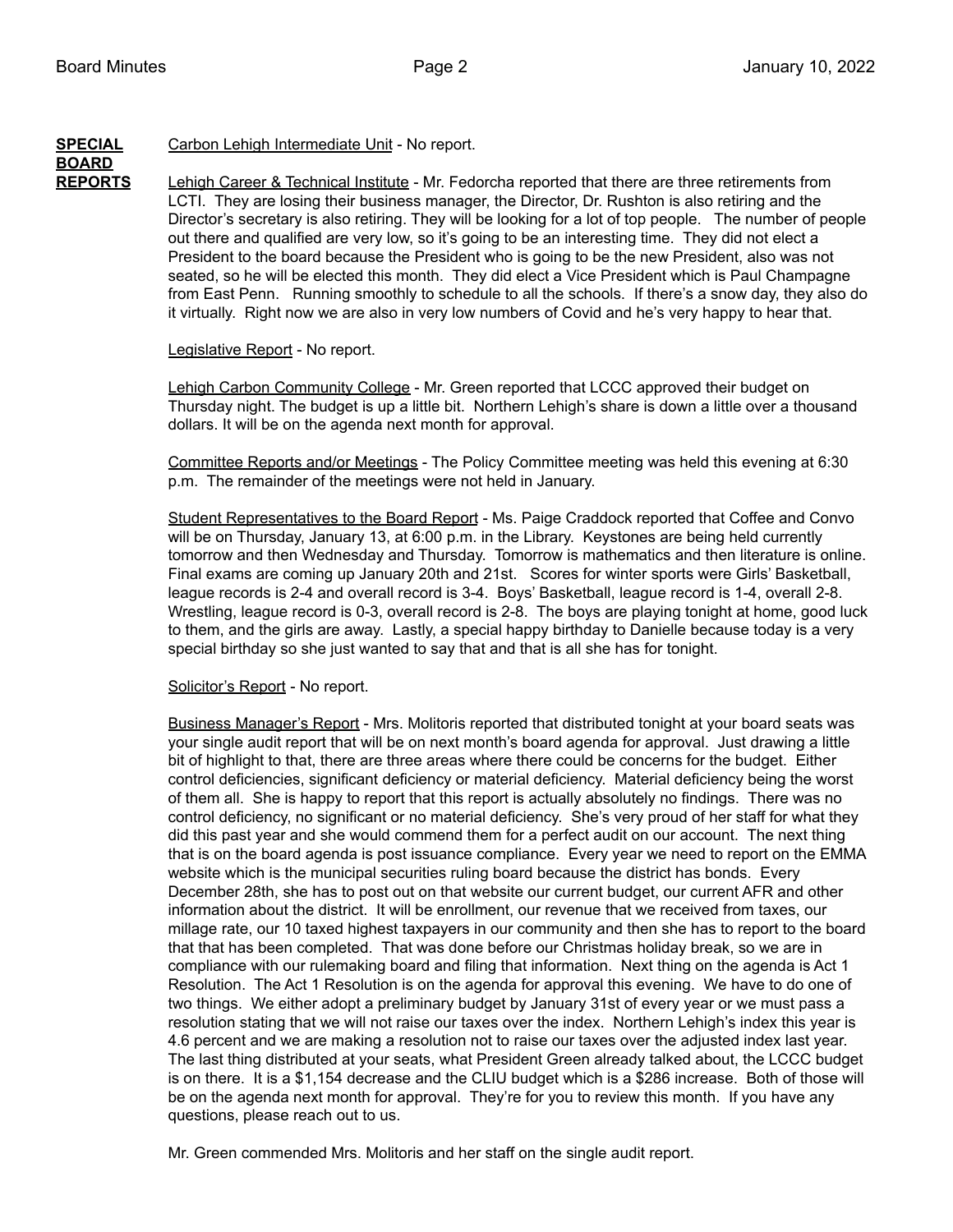**SPECIAL BOARD REPORTS**

Carbon Lehigh Intermediate Unit - No report.

Lehigh Career & Technical Institute - Mr. Fedorcha reported that there are three retirements from LCTI. They are losing their business manager, the Director, Dr. Rushton is also retiring and the Director's secretary is also retiring. They will be looking for a lot of top people. The number of people out there and qualified are very low, so it's going to be an interesting time. They did not elect a President to the board because the President who is going to be the new President, also was not seated, so he will be elected this month. They did elect a Vice President which is Paul Champagne from East Penn. Running smoothly to schedule to all the schools. If there's a snow day, they also do it virtually. Right now we are also in very low numbers of Covid and he's very happy to hear that.

Legislative Report - No report.

Lehigh Carbon Community College - Mr. Green reported that LCCC approved their budget on Thursday night. The budget is up a little bit. Northern Lehigh's share is down a little over a thousand dollars. It will be on the agenda next month for approval.

Committee Reports and/or Meetings - The Policy Committee meeting was held this evening at 6:30 p.m. The remainder of the meetings were not held in January.

Student Representatives to the Board Report - Ms. Paige Craddock reported that Coffee and Convo will be on Thursday, January 13, at 6:00 p.m. in the Library. Keystones are being held currently tomorrow and then Wednesday and Thursday. Tomorrow is mathematics and then literature is online. Final exams are coming up January 20th and 21st. Scores for winter sports were Girls' Basketball, league records is 2-4 and overall record is 3-4. Boys' Basketball, league record is 1-4, overall 2-8. Wrestling, league record is 0-3, overall record is 2-8. The boys are playing tonight at home, good luck to them, and the girls are away. Lastly, a special happy birthday to Danielle because today is a very special birthday so she just wanted to say that and that is all she has for tonight.

Solicitor's Report - No report.

Business Manager's Report - Mrs. Molitoris reported that distributed tonight at your board seats was your single audit report that will be on next month's board agenda for approval. Just drawing a little bit of highlight to that, there are three areas where there could be concerns for the budget. Either control deficiencies, significant deficiency or material deficiency. Material deficiency being the worst of them all. She is happy to report that this report is actually absolutely no findings. There was no control deficiency, no significant or no material deficiency. She's very proud of her staff for what they did this past year and she would commend them for a perfect audit on our account. The next thing that is on the board agenda is post issuance compliance. Every year we need to report on the EMMA website which is the municipal securities ruling board because the district has bonds. Every December 28th, she has to post out on that website our current budget, our current AFR and other information about the district. It will be enrollment, our revenue that we received from taxes, our millage rate, our 10 taxed highest taxpayers in our community and then she has to report to the board that that has been completed. That was done before our Christmas holiday break, so we are in compliance with our rulemaking board and filing that information. Next thing on the agenda is Act 1 Resolution. The Act 1 Resolution is on the agenda for approval this evening. We have to do one of two things. We either adopt a preliminary budget by January 31st of every year or we must pass a resolution stating that we will not raise our taxes over the index. Northern Lehigh's index this year is 4.6 percent and we are making a resolution not to raise our taxes over the adjusted index last year. The last thing distributed at your seats, what President Green already talked about, the LCCC budget is on there. It is a $1,154 decrease and the CLIU budget which is a $286 increase. Both of those will be on the agenda next month for approval. They're for you to review this month. If you have any questions, please reach out to us.

Mr. Green commended Mrs. Molitoris and her staff on the single audit report.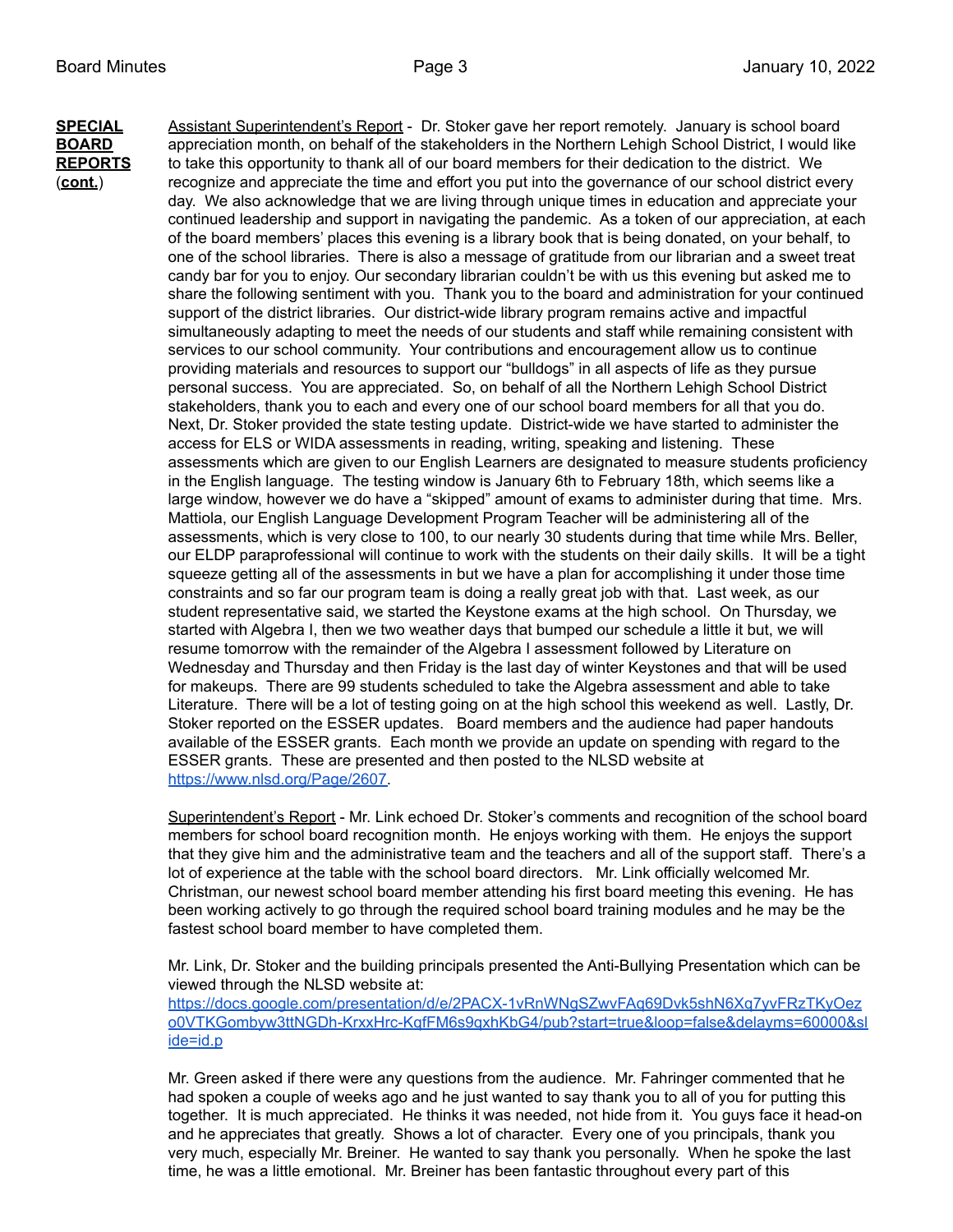**SPECIAL BOARD REPORTS (cont.)**

Assistant Superintendent's Report - Dr. Stoker gave her report remotely. January is school board appreciation month, on behalf of the stakeholders in the Northern Lehigh School District, I would like to take this opportunity to thank all of our board members for their dedication to the district. We recognize and appreciate the time and effort you put into the governance of our school district every day. We also acknowledge that we are living through unique times in education and appreciate your continued leadership and support in navigating the pandemic. As a token of our appreciation, at each of the board members' places this evening is a library book that is being donated, on your behalf, to one of the school libraries. There is also a message of gratitude from our librarian and a sweet treat candy bar for you to enjoy. Our secondary librarian couldn't be with us this evening but asked me to share the following sentiment with you. Thank you to the board and administration for your continued support of the district libraries. Our district-wide library program remains active and impactful simultaneously adapting to meet the needs of our students and staff while remaining consistent with services to our school community. Your contributions and encouragement allow us to continue providing materials and resources to support our "bulldogs" in all aspects of life as they pursue personal success. You are appreciated. So, on behalf of all the Northern Lehigh School District stakeholders, thank you to each and every one of our school board members for all that you do. Next, Dr. Stoker provided the state testing update. District-wide we have started to administer the access for ELS or WIDA assessments in reading, writing, speaking and listening. These assessments which are given to our English Learners are designated to measure students proficiency in the English language. The testing window is January 6th to February 18th, which seems like a large window, however we do have a "skipped" amount of exams to administer during that time. Mrs. Mattiola, our English Language Development Program Teacher will be administering all of the assessments, which is very close to 100, to our nearly 30 students during that time while Mrs. Beller, our ELDP paraprofessional will continue to work with the students on their daily skills. It will be a tight squeeze getting all of the assessments in but we have a plan for accomplishing it under those time constraints and so far our program team is doing a really great job with that. Last week, as our student representative said, we started the Keystone exams at the high school. On Thursday, we started with Algebra I, then we two weather days that bumped our schedule a little it but, we will resume tomorrow with the remainder of the Algebra I assessment followed by Literature on Wednesday and Thursday and then Friday is the last day of winter Keystones and that will be used for makeups. There are 99 students scheduled to take the Algebra assessment and able to take Literature. There will be a lot of testing going on at the high school this weekend as well. Lastly, Dr. Stoker reported on the ESSER updates. Board members and the audience had paper handouts available of the ESSER grants. Each month we provide an update on spending with regard to the ESSER grants. These are presented and then posted to the NLSD website at https://www.nlsd.org/Page/2607.

Superintendent's Report - Mr. Link echoed Dr. Stoker's comments and recognition of the school board members for school board recognition month. He enjoys working with them. He enjoys the support that they give him and the administrative team and the teachers and all of the support staff. There's a lot of experience at the table with the school board directors. Mr. Link officially welcomed Mr. Christman, our newest school board member attending his first board meeting this evening. He has been working actively to go through the required school board training modules and he may be the fastest school board member to have completed them.

Mr. Link, Dr. Stoker and the building principals presented the Anti-Bullying Presentation which can be viewed through the NLSD website at:
https://docs.google.com/presentation/d/e/2PACX-1vRnWNgSZwvFAq69Dvk5shN6Xg7yvFRzTKyOezo0VTKGombyw3ttNGDh-KrxxHrc-KqfFM6s9qxhKbG4/pub?start=true&loop=false&delayms=60000&slide=id.p

Mr. Green asked if there were any questions from the audience. Mr. Fahringer commented that he had spoken a couple of weeks ago and he just wanted to say thank you to all of you for putting this together. It is much appreciated. He thinks it was needed, not hide from it. You guys face it head-on and he appreciates that greatly. Shows a lot of character. Every one of you principals, thank you very much, especially Mr. Breiner. He wanted to say thank you personally. When he spoke the last time, he was a little emotional. Mr. Breiner has been fantastic throughout every part of this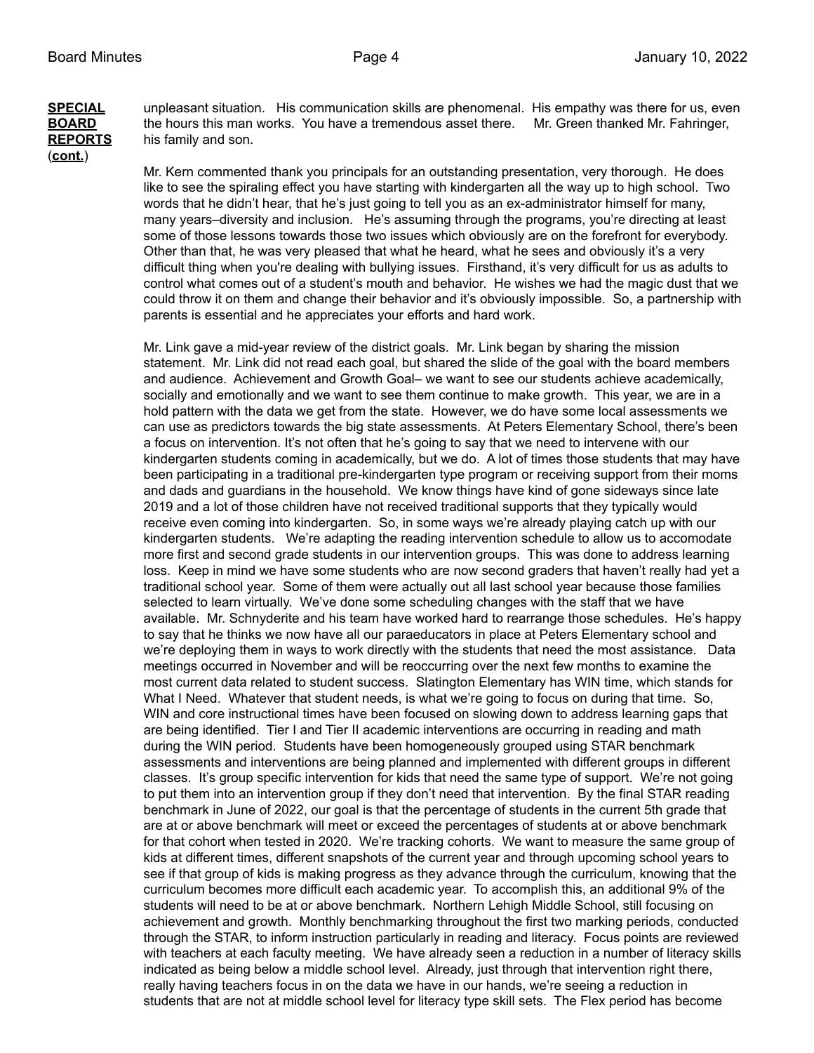**SPECIAL BOARD REPORTS (cont.)**

unpleasant situation. His communication skills are phenomenal. His empathy was there for us, even the hours this man works. You have a tremendous asset there. Mr. Green thanked Mr. Fahringer, his family and son.

Mr. Kern commented thank you principals for an outstanding presentation, very thorough. He does like to see the spiraling effect you have starting with kindergarten all the way up to high school. Two words that he didn't hear, that he's just going to tell you as an ex-administrator himself for many, many years–diversity and inclusion. He's assuming through the programs, you're directing at least some of those lessons towards those two issues which obviously are on the forefront for everybody. Other than that, he was very pleased that what he heard, what he sees and obviously it's a very difficult thing when you're dealing with bullying issues. Firsthand, it's very difficult for us as adults to control what comes out of a student's mouth and behavior. He wishes we had the magic dust that we could throw it on them and change their behavior and it's obviously impossible. So, a partnership with parents is essential and he appreciates your efforts and hard work.

Mr. Link gave a mid-year review of the district goals. Mr. Link began by sharing the mission statement. Mr. Link did not read each goal, but shared the slide of the goal with the board members and audience. Achievement and Growth Goal– we want to see our students achieve academically, socially and emotionally and we want to see them continue to make growth. This year, we are in a hold pattern with the data we get from the state. However, we do have some local assessments we can use as predictors towards the big state assessments. At Peters Elementary School, there's been a focus on intervention. It's not often that he's going to say that we need to intervene with our kindergarten students coming in academically, but we do. A lot of times those students that may have been participating in a traditional pre-kindergarten type program or receiving support from their moms and dads and guardians in the household. We know things have kind of gone sideways since late 2019 and a lot of those children have not received traditional supports that they typically would receive even coming into kindergarten. So, in some ways we're already playing catch up with our kindergarten students. We're adapting the reading intervention schedule to allow us to accomodate more first and second grade students in our intervention groups. This was done to address learning loss. Keep in mind we have some students who are now second graders that haven't really had yet a traditional school year. Some of them were actually out all last school year because those families selected to learn virtually. We've done some scheduling changes with the staff that we have available. Mr. Schnyderite and his team have worked hard to rearrange those schedules. He's happy to say that he thinks we now have all our paraeducators in place at Peters Elementary school and we're deploying them in ways to work directly with the students that need the most assistance. Data meetings occurred in November and will be reoccurring over the next few months to examine the most current data related to student success. Slatington Elementary has WIN time, which stands for What I Need. Whatever that student needs, is what we're going to focus on during that time. So, WIN and core instructional times have been focused on slowing down to address learning gaps that are being identified. Tier I and Tier II academic interventions are occurring in reading and math during the WIN period. Students have been homogeneously grouped using STAR benchmark assessments and interventions are being planned and implemented with different groups in different classes. It's group specific intervention for kids that need the same type of support. We're not going to put them into an intervention group if they don't need that intervention. By the final STAR reading benchmark in June of 2022, our goal is that the percentage of students in the current 5th grade that are at or above benchmark will meet or exceed the percentages of students at or above benchmark for that cohort when tested in 2020. We're tracking cohorts. We want to measure the same group of kids at different times, different snapshots of the current year and through upcoming school years to see if that group of kids is making progress as they advance through the curriculum, knowing that the curriculum becomes more difficult each academic year. To accomplish this, an additional 9% of the students will need to be at or above benchmark. Northern Lehigh Middle School, still focusing on achievement and growth. Monthly benchmarking throughout the first two marking periods, conducted through the STAR, to inform instruction particularly in reading and literacy. Focus points are reviewed with teachers at each faculty meeting. We have already seen a reduction in a number of literacy skills indicated as being below a middle school level. Already, just through that intervention right there, really having teachers focus in on the data we have in our hands, we're seeing a reduction in students that are not at middle school level for literacy type skill sets. The Flex period has become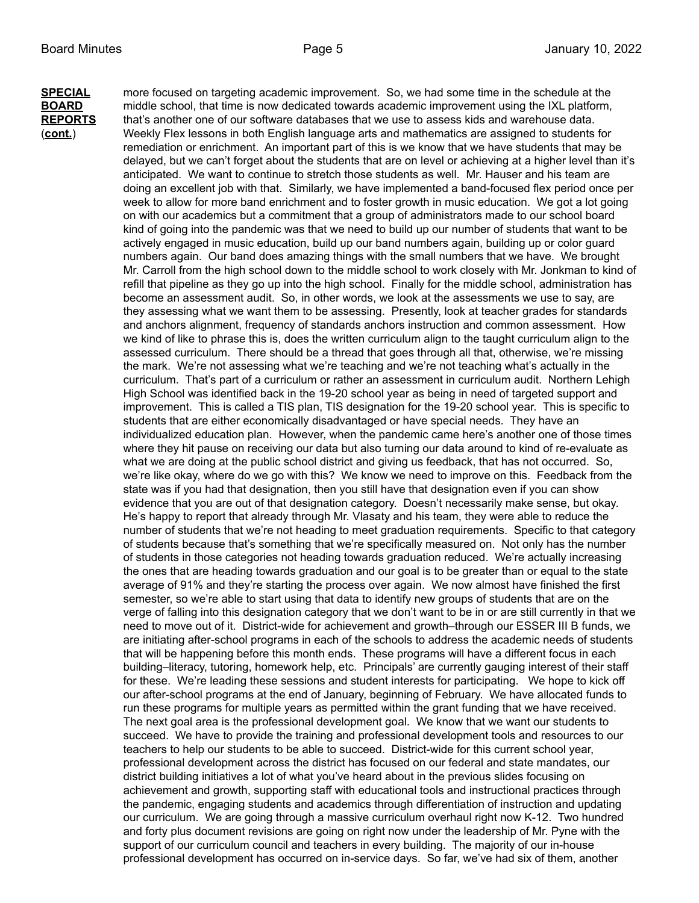**SPECIAL BOARD REPORTS (cont.)**

more focused on targeting academic improvement. So, we had some time in the schedule at the middle school, that time is now dedicated towards academic improvement using the IXL platform, that's another one of our software databases that we use to assess kids and warehouse data. Weekly Flex lessons in both English language arts and mathematics are assigned to students for remediation or enrichment. An important part of this is we know that we have students that may be delayed, but we can't forget about the students that are on level or achieving at a higher level than it's anticipated. We want to continue to stretch those students as well. Mr. Hauser and his team are doing an excellent job with that. Similarly, we have implemented a band-focused flex period once per week to allow for more band enrichment and to foster growth in music education. We got a lot going on with our academics but a commitment that a group of administrators made to our school board kind of going into the pandemic was that we need to build up our number of students that want to be actively engaged in music education, build up our band numbers again, building up or color guard numbers again. Our band does amazing things with the small numbers that we have. We brought Mr. Carroll from the high school down to the middle school to work closely with Mr. Jonkman to kind of refill that pipeline as they go up into the high school. Finally for the middle school, administration has become an assessment audit. So, in other words, we look at the assessments we use to say, are they assessing what we want them to be assessing. Presently, look at teacher grades for standards and anchors alignment, frequency of standards anchors instruction and common assessment. How we kind of like to phrase this is, does the written curriculum align to the taught curriculum align to the assessed curriculum. There should be a thread that goes through all that, otherwise, we're missing the mark. We're not assessing what we're teaching and we're not teaching what's actually in the curriculum. That's part of a curriculum or rather an assessment in curriculum audit. Northern Lehigh High School was identified back in the 19-20 school year as being in need of targeted support and improvement. This is called a TIS plan, TIS designation for the 19-20 school year. This is specific to students that are either economically disadvantaged or have special needs. They have an individualized education plan. However, when the pandemic came here's another one of those times where they hit pause on receiving our data but also turning our data around to kind of re-evaluate as what we are doing at the public school district and giving us feedback, that has not occurred. So, we're like okay, where do we go with this? We know we need to improve on this. Feedback from the state was if you had that designation, then you still have that designation even if you can show evidence that you are out of that designation category. Doesn't necessarily make sense, but okay. He's happy to report that already through Mr. Vlasaty and his team, they were able to reduce the number of students that we're not heading to meet graduation requirements. Specific to that category of students because that's something that we're specifically measured on. Not only has the number of students in those categories not heading towards graduation reduced. We're actually increasing the ones that are heading towards graduation and our goal is to be greater than or equal to the state average of 91% and they're starting the process over again. We now almost have finished the first semester, so we're able to start using that data to identify new groups of students that are on the verge of falling into this designation category that we don't want to be in or are still currently in that we need to move out of it. District-wide for achievement and growth–through our ESSER III B funds, we are initiating after-school programs in each of the schools to address the academic needs of students that will be happening before this month ends. These programs will have a different focus in each building–literacy, tutoring, homework help, etc. Principals' are currently gauging interest of their staff for these. We're leading these sessions and student interests for participating. We hope to kick off our after-school programs at the end of January, beginning of February. We have allocated funds to run these programs for multiple years as permitted within the grant funding that we have received. The next goal area is the professional development goal. We know that we want our students to succeed. We have to provide the training and professional development tools and resources to our teachers to help our students to be able to succeed. District-wide for this current school year, professional development across the district has focused on our federal and state mandates, our district building initiatives a lot of what you've heard about in the previous slides focusing on achievement and growth, supporting staff with educational tools and instructional practices through the pandemic, engaging students and academics through differentiation of instruction and updating our curriculum. We are going through a massive curriculum overhaul right now K-12. Two hundred and forty plus document revisions are going on right now under the leadership of Mr. Pyne with the support of our curriculum council and teachers in every building. The majority of our in-house professional development has occurred on in-service days. So far, we've had six of them, another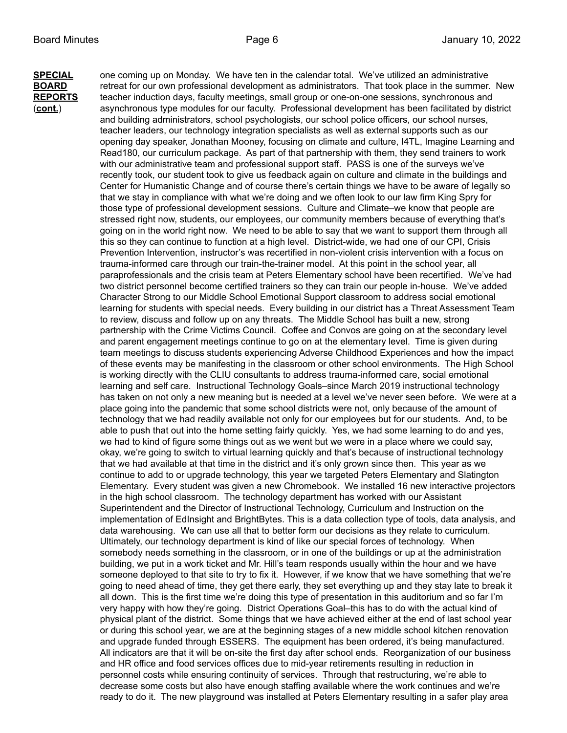**SPECIAL BOARD REPORTS (cont.)**

one coming up on Monday. We have ten in the calendar total. We've utilized an administrative retreat for our own professional development as administrators. That took place in the summer. New teacher induction days, faculty meetings, small group or one-on-one sessions, synchronous and asynchronous type modules for our faculty. Professional development has been facilitated by district and building administrators, school psychologists, our school police officers, our school nurses, teacher leaders, our technology integration specialists as well as external supports such as our opening day speaker, Jonathan Mooney, focusing on climate and culture, I4TL, Imagine Learning and Read180, our curriculum package. As part of that partnership with them, they send trainers to work with our administrative team and professional support staff. PASS is one of the surveys we've recently took, our student took to give us feedback again on culture and climate in the buildings and Center for Humanistic Change and of course there's certain things we have to be aware of legally so that we stay in compliance with what we're doing and we often look to our law firm King Spry for those type of professional development sessions. Culture and Climate–we know that people are stressed right now, students, our employees, our community members because of everything that's going on in the world right now. We need to be able to say that we want to support them through all this so they can continue to function at a high level. District-wide, we had one of our CPI, Crisis Prevention Intervention, instructor's was recertified in non-violent crisis intervention with a focus on trauma-informed care through our train-the-trainer model. At this point in the school year, all paraprofessionals and the crisis team at Peters Elementary school have been recertified. We've had two district personnel become certified trainers so they can train our people in-house. We've added Character Strong to our Middle School Emotional Support classroom to address social emotional learning for students with special needs. Every building in our district has a Threat Assessment Team to review, discuss and follow up on any threats. The Middle School has built a new, strong partnership with the Crime Victims Council. Coffee and Convos are going on at the secondary level and parent engagement meetings continue to go on at the elementary level. Time is given during team meetings to discuss students experiencing Adverse Childhood Experiences and how the impact of these events may be manifesting in the classroom or other school environments. The High School is working directly with the CLIU consultants to address trauma-informed care, social emotional learning and self care. Instructional Technology Goals–since March 2019 instructional technology has taken on not only a new meaning but is needed at a level we've never seen before. We were at a place going into the pandemic that some school districts were not, only because of the amount of technology that we had readily available not only for our employees but for our students. And, to be able to push that out into the home setting fairly quickly. Yes, we had some learning to do and yes, we had to kind of figure some things out as we went but we were in a place where we could say, okay, we're going to switch to virtual learning quickly and that's because of instructional technology that we had available at that time in the district and it's only grown since then. This year as we continue to add to or upgrade technology, this year we targeted Peters Elementary and Slatington Elementary. Every student was given a new Chromebook. We installed 16 new interactive projectors in the high school classroom. The technology department has worked with our Assistant Superintendent and the Director of Instructional Technology, Curriculum and Instruction on the implementation of EdInsight and BrightBytes. This is a data collection type of tools, data analysis, and data warehousing. We can use all that to better form our decisions as they relate to curriculum. Ultimately, our technology department is kind of like our special forces of technology. When somebody needs something in the classroom, or in one of the buildings or up at the administration building, we put in a work ticket and Mr. Hill's team responds usually within the hour and we have someone deployed to that site to try to fix it. However, if we know that we have something that we're going to need ahead of time, they get there early, they set everything up and they stay late to break it all down. This is the first time we're doing this type of presentation in this auditorium and so far I'm very happy with how they're going. District Operations Goal–this has to do with the actual kind of physical plant of the district. Some things that we have achieved either at the end of last school year or during this school year, we are at the beginning stages of a new middle school kitchen renovation and upgrade funded through ESSERS. The equipment has been ordered, it's being manufactured. All indicators are that it will be on-site the first day after school ends. Reorganization of our business and HR office and food services offices due to mid-year retirements resulting in reduction in personnel costs while ensuring continuity of services. Through that restructuring, we're able to decrease some costs but also have enough staffing available where the work continues and we're ready to do it. The new playground was installed at Peters Elementary resulting in a safer play area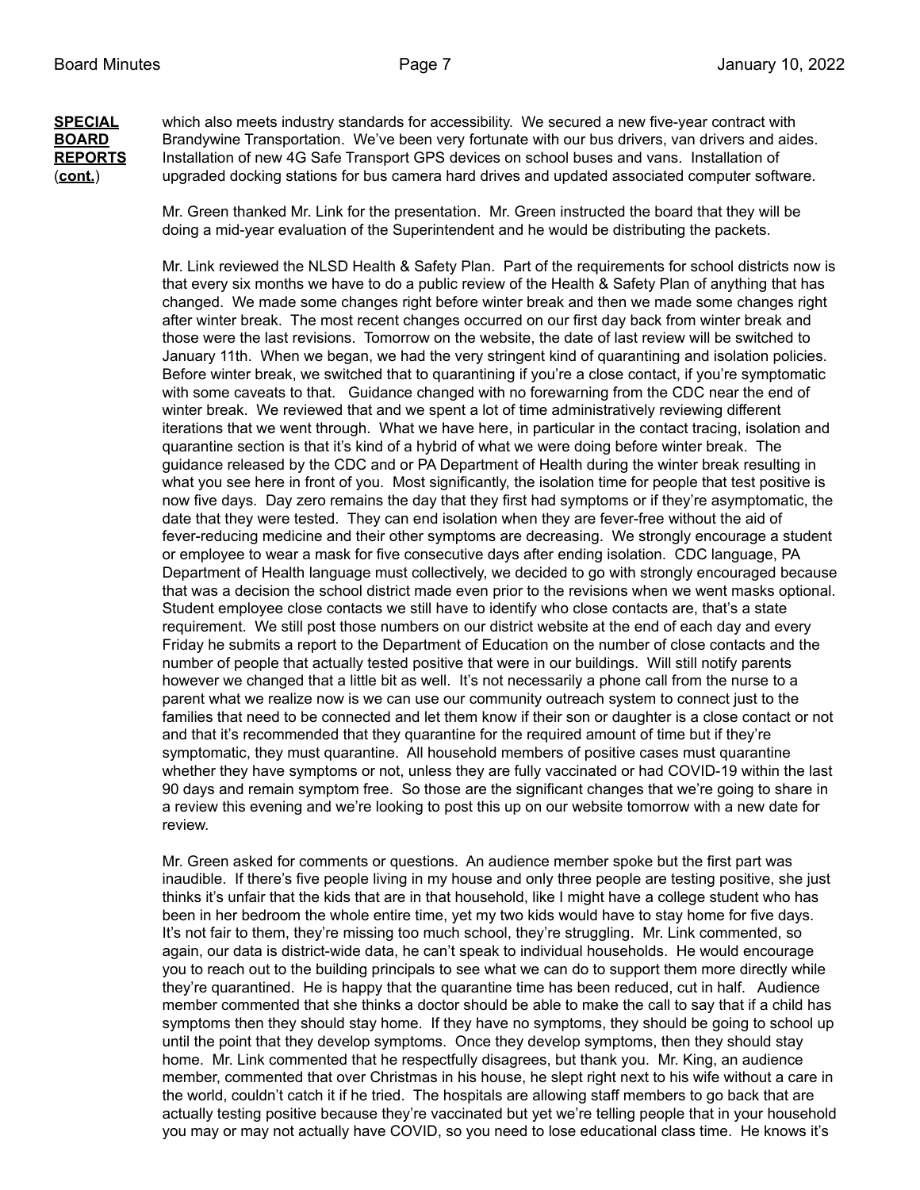**SPECIAL BOARD REPORTS (cont.)**

which also meets industry standards for accessibility. We secured a new five-year contract with Brandywine Transportation. We've been very fortunate with our bus drivers, van drivers and aides. Installation of new 4G Safe Transport GPS devices on school buses and vans. Installation of upgraded docking stations for bus camera hard drives and updated associated computer software.

Mr. Green thanked Mr. Link for the presentation. Mr. Green instructed the board that they will be doing a mid-year evaluation of the Superintendent and he would be distributing the packets.

Mr. Link reviewed the NLSD Health & Safety Plan. Part of the requirements for school districts now is that every six months we have to do a public review of the Health & Safety Plan of anything that has changed. We made some changes right before winter break and then we made some changes right after winter break. The most recent changes occurred on our first day back from winter break and those were the last revisions. Tomorrow on the website, the date of last review will be switched to January 11th. When we began, we had the very stringent kind of quarantining and isolation policies. Before winter break, we switched that to quarantining if you're a close contact, if you're symptomatic with some caveats to that. Guidance changed with no forewarning from the CDC near the end of winter break. We reviewed that and we spent a lot of time administratively reviewing different iterations that we went through. What we have here, in particular in the contact tracing, isolation and quarantine section is that it's kind of a hybrid of what we were doing before winter break. The guidance released by the CDC and or PA Department of Health during the winter break resulting in what you see here in front of you. Most significantly, the isolation time for people that test positive is now five days. Day zero remains the day that they first had symptoms or if they're asymptomatic, the date that they were tested. They can end isolation when they are fever-free without the aid of fever-reducing medicine and their other symptoms are decreasing. We strongly encourage a student or employee to wear a mask for five consecutive days after ending isolation. CDC language, PA Department of Health language must collectively, we decided to go with strongly encouraged because that was a decision the school district made even prior to the revisions when we went masks optional. Student employee close contacts we still have to identify who close contacts are, that's a state requirement. We still post those numbers on our district website at the end of each day and every Friday he submits a report to the Department of Education on the number of close contacts and the number of people that actually tested positive that were in our buildings. Will still notify parents however we changed that a little bit as well. It's not necessarily a phone call from the nurse to a parent what we realize now is we can use our community outreach system to connect just to the families that need to be connected and let them know if their son or daughter is a close contact or not and that it's recommended that they quarantine for the required amount of time but if they're symptomatic, they must quarantine. All household members of positive cases must quarantine whether they have symptoms or not, unless they are fully vaccinated or had COVID-19 within the last 90 days and remain symptom free. So those are the significant changes that we're going to share in a review this evening and we're looking to post this up on our website tomorrow with a new date for review.

Mr. Green asked for comments or questions. An audience member spoke but the first part was inaudible. If there's five people living in my house and only three people are testing positive, she just thinks it's unfair that the kids that are in that household, like I might have a college student who has been in her bedroom the whole entire time, yet my two kids would have to stay home for five days. It's not fair to them, they're missing too much school, they're struggling. Mr. Link commented, so again, our data is district-wide data, he can't speak to individual households. He would encourage you to reach out to the building principals to see what we can do to support them more directly while they're quarantined. He is happy that the quarantine time has been reduced, cut in half. Audience member commented that she thinks a doctor should be able to make the call to say that if a child has symptoms then they should stay home. If they have no symptoms, they should be going to school up until the point that they develop symptoms. Once they develop symptoms, then they should stay home. Mr. Link commented that he respectfully disagrees, but thank you. Mr. King, an audience member, commented that over Christmas in his house, he slept right next to his wife without a care in the world, couldn't catch it if he tried. The hospitals are allowing staff members to go back that are actually testing positive because they're vaccinated but yet we're telling people that in your household you may or may not actually have COVID, so you need to lose educational class time. He knows it's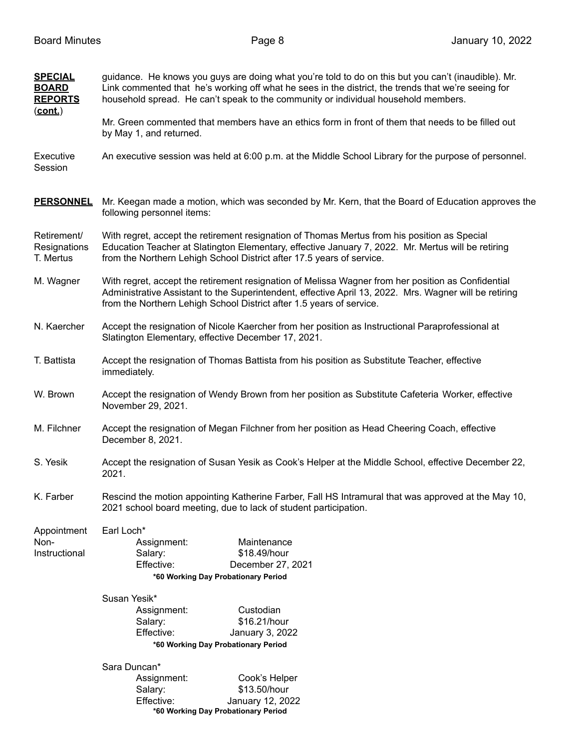**SPECIAL BOARD REPORTS (cont.)**

guidance. He knows you guys are doing what you're told to do on this but you can't (inaudible). Mr. Link commented that he's working off what he sees in the district, the trends that we're seeing for household spread. He can't speak to the community or individual household members.

Mr. Green commented that members have an ethics form in front of them that needs to be filled out by May 1, and returned.

Executive Session

An executive session was held at 6:00 p.m. at the Middle School Library for the purpose of personnel.

**PERSONNEL**

Mr. Keegan made a motion, which was seconded by Mr. Kern, that the Board of Education approves the following personnel items:

Retirement/ Resignations T. Mertus

With regret, accept the retirement resignation of Thomas Mertus from his position as Special Education Teacher at Slatington Elementary, effective January 7, 2022. Mr. Mertus will be retiring from the Northern Lehigh School District after 17.5 years of service.

M. Wagner

With regret, accept the retirement resignation of Melissa Wagner from her position as Confidential Administrative Assistant to the Superintendent, effective April 13, 2022. Mrs. Wagner will be retiring from the Northern Lehigh School District after 1.5 years of service.

N. Kaercher

Accept the resignation of Nicole Kaercher from her position as Instructional Paraprofessional at Slatington Elementary, effective December 17, 2021.

T. Battista

Accept the resignation of Thomas Battista from his position as Substitute Teacher, effective immediately.

W. Brown

Accept the resignation of Wendy Brown from her position as Substitute Cafeteria Worker, effective November 29, 2021.

M. Filchner

Accept the resignation of Megan Filchner from her position as Head Cheering Coach, effective December 8, 2021.

S. Yesik

Accept the resignation of Susan Yesik as Cook's Helper at the Middle School, effective December 22, 2021.

K. Farber

Rescind the motion appointing Katherine Farber, Fall HS Intramural that was approved at the May 10, 2021 school board meeting, due to lack of student participation.

Appointment Non-Instructional

Earl Loch*

| | |
|---|---|
| Assignment: | Maintenance |
| Salary: | $18.49/hour |
| Effective: | December 27, 2021 |

**\*60 Working Day Probationary Period**

Susan Yesik*

| | |
|---|---|
| Assignment: | Custodian |
| Salary: | $16.21/hour |
| Effective: | January 3, 2022 |

**\*60 Working Day Probationary Period**

Sara Duncan*

| | |
|---|---|
| Assignment: | Cook's Helper |
| Salary: | $13.50/hour |
| Effective: | January 12, 2022 |

**\*60 Working Day Probationary Period**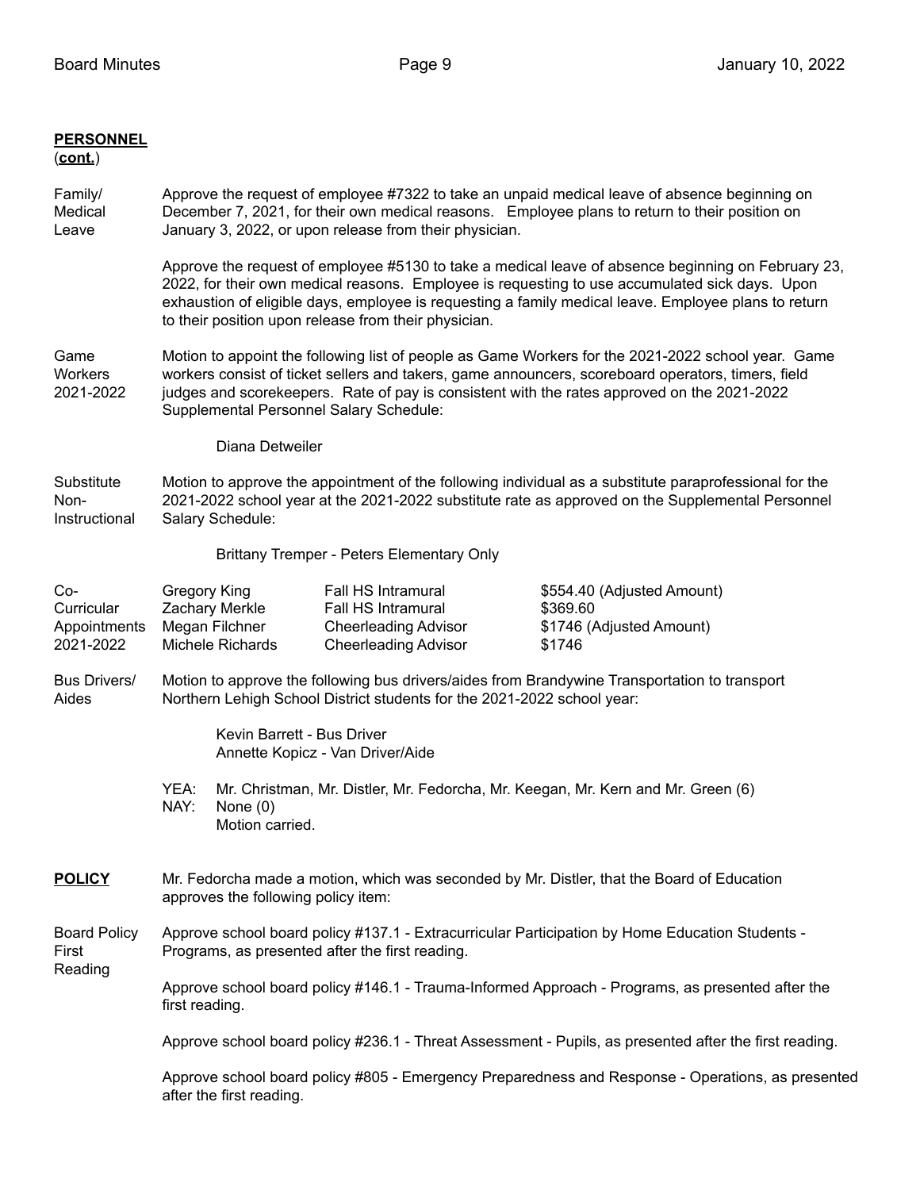**PERSONNEL**
(**cont.**)

Family/ Medical Leave

Approve the request of employee #7322 to take an unpaid medical leave of absence beginning on December 7, 2021, for their own medical reasons. Employee plans to return to their position on January 3, 2022, or upon release from their physician.

Approve the request of employee #5130 to take a medical leave of absence beginning on February 23, 2022, for their own medical reasons. Employee is requesting to use accumulated sick days. Upon exhaustion of eligible days, employee is requesting a family medical leave. Employee plans to return to their position upon release from their physician.

Game Workers 2021-2022

Motion to appoint the following list of people as Game Workers for the 2021-2022 school year. Game workers consist of ticket sellers and takers, game announcers, scoreboard operators, timers, field judges and scorekeepers. Rate of pay is consistent with the rates approved on the 2021-2022 Supplemental Personnel Salary Schedule:

Diana Detweiler

Substitute Non-Instructional

Motion to approve the appointment of the following individual as a substitute paraprofessional for the 2021-2022 school year at the 2021-2022 substitute rate as approved on the Supplemental Personnel Salary Schedule:

Brittany Tremper - Peters Elementary Only

Co-Curricular Appointments 2021-2022

| | | |
|---|---|---|
| Gregory King | Fall HS Intramural | $554.40 (Adjusted Amount) |
| Zachary Merkle | Fall HS Intramural | $369.60 |
| Megan Filchner | Cheerleading Advisor | $1746 (Adjusted Amount) |
| Michele Richards | Cheerleading Advisor | $1746 |

Bus Drivers/ Aides

Motion to approve the following bus drivers/aides from Brandywine Transportation to transport Northern Lehigh School District students for the 2021-2022 school year:

Kevin Barrett - Bus Driver
Annette Kopicz - Van Driver/Aide

YEA: Mr. Christman, Mr. Distler, Mr. Fedorcha, Mr. Keegan, Mr. Kern and Mr. Green (6)
NAY: None (0)
Motion carried.

**POLICY**

Mr. Fedorcha made a motion, which was seconded by Mr. Distler, that the Board of Education approves the following policy item:

Board Policy First Reading

Approve school board policy #137.1 - Extracurricular Participation by Home Education Students - Programs, as presented after the first reading.

Approve school board policy #146.1 - Trauma-Informed Approach - Programs, as presented after the first reading.

Approve school board policy #236.1 - Threat Assessment - Pupils, as presented after the first reading.

Approve school board policy #805 - Emergency Preparedness and Response - Operations, as presented after the first reading.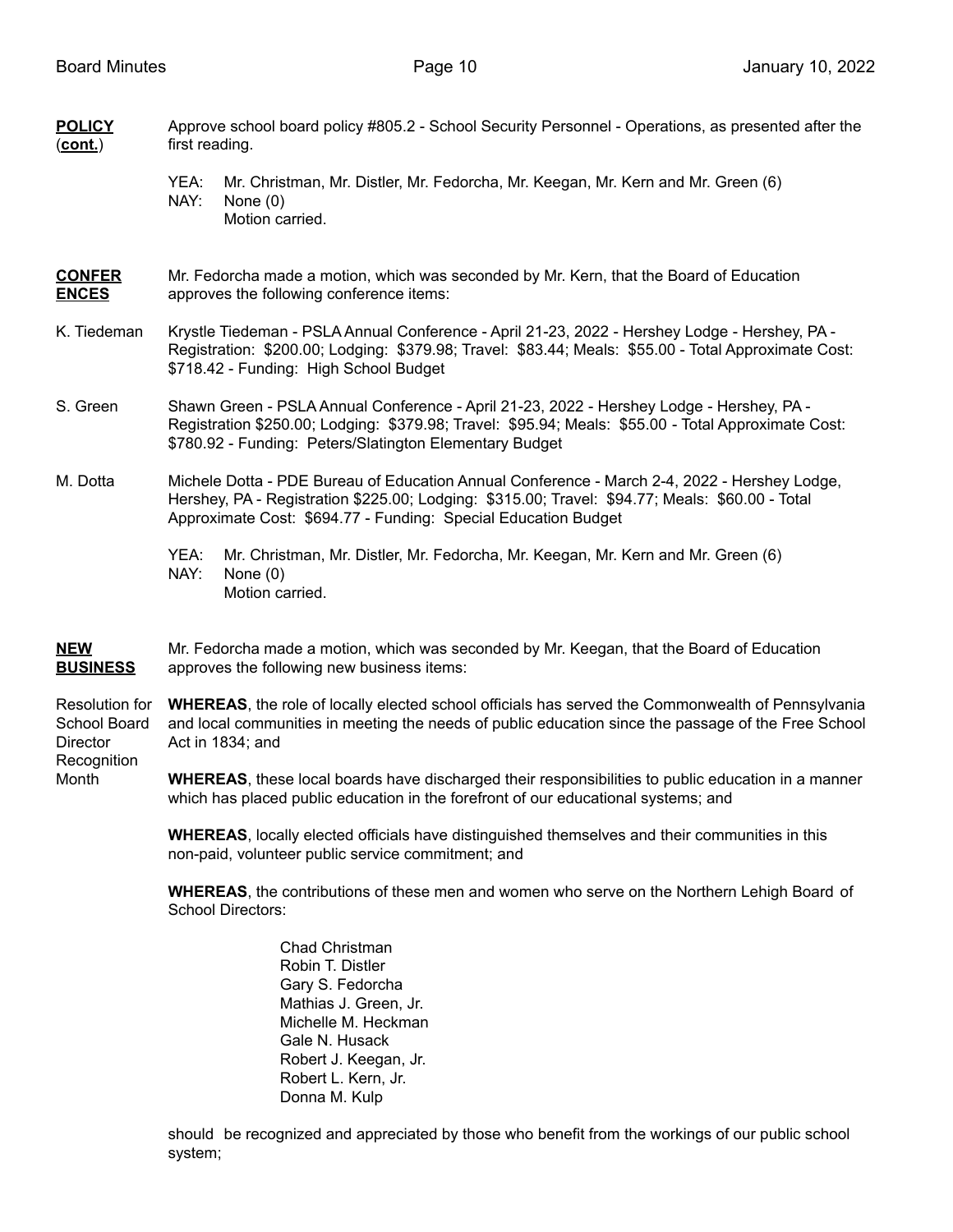**POLICY** (**cont.**)

Approve school board policy #805.2 - School Security Personnel - Operations, as presented after the first reading.

YEA: Mr. Christman, Mr. Distler, Mr. Fedorcha, Mr. Keegan, Mr. Kern and Mr. Green (6)
NAY: None (0)
Motion carried.

**CONFERENCES**

Mr. Fedorcha made a motion, which was seconded by Mr. Kern, that the Board of Education approves the following conference items:

K. Tiedeman — Krystle Tiedeman - PSLA Annual Conference - April 21-23, 2022 - Hershey Lodge - Hershey, PA - Registration: $200.00; Lodging: $379.98; Travel: $83.44; Meals: $55.00 - Total Approximate Cost: $718.42 - Funding: High School Budget

S. Green — Shawn Green - PSLA Annual Conference - April 21-23, 2022 - Hershey Lodge - Hershey, PA - Registration $250.00; Lodging: $379.98; Travel: $95.94; Meals: $55.00 - Total Approximate Cost: $780.92 - Funding: Peters/Slatington Elementary Budget

M. Dotta — Michele Dotta - PDE Bureau of Education Annual Conference - March 2-4, 2022 - Hershey Lodge, Hershey, PA - Registration $225.00; Lodging: $315.00; Travel: $94.77; Meals: $60.00 - Total Approximate Cost: $694.77 - Funding: Special Education Budget

YEA: Mr. Christman, Mr. Distler, Mr. Fedorcha, Mr. Keegan, Mr. Kern and Mr. Green (6)
NAY: None (0)
Motion carried.

**NEW BUSINESS**

Mr. Fedorcha made a motion, which was seconded by Mr. Keegan, that the Board of Education approves the following new business items:

Resolution for School Board Director Recognition Month

**WHEREAS**, the role of locally elected school officials has served the Commonwealth of Pennsylvania and local communities in meeting the needs of public education since the passage of the Free School Act in 1834; and

**WHEREAS**, these local boards have discharged their responsibilities to public education in a manner which has placed public education in the forefront of our educational systems; and

**WHEREAS**, locally elected officials have distinguished themselves and their communities in this non-paid, volunteer public service commitment; and

**WHEREAS**, the contributions of these men and women who serve on the Northern Lehigh Board of School Directors:

Chad Christman
Robin T. Distler
Gary S. Fedorcha
Mathias J. Green, Jr.
Michelle M. Heckman
Gale N. Husack
Robert J. Keegan, Jr.
Robert L. Kern, Jr.
Donna M. Kulp

should be recognized and appreciated by those who benefit from the workings of our public school system;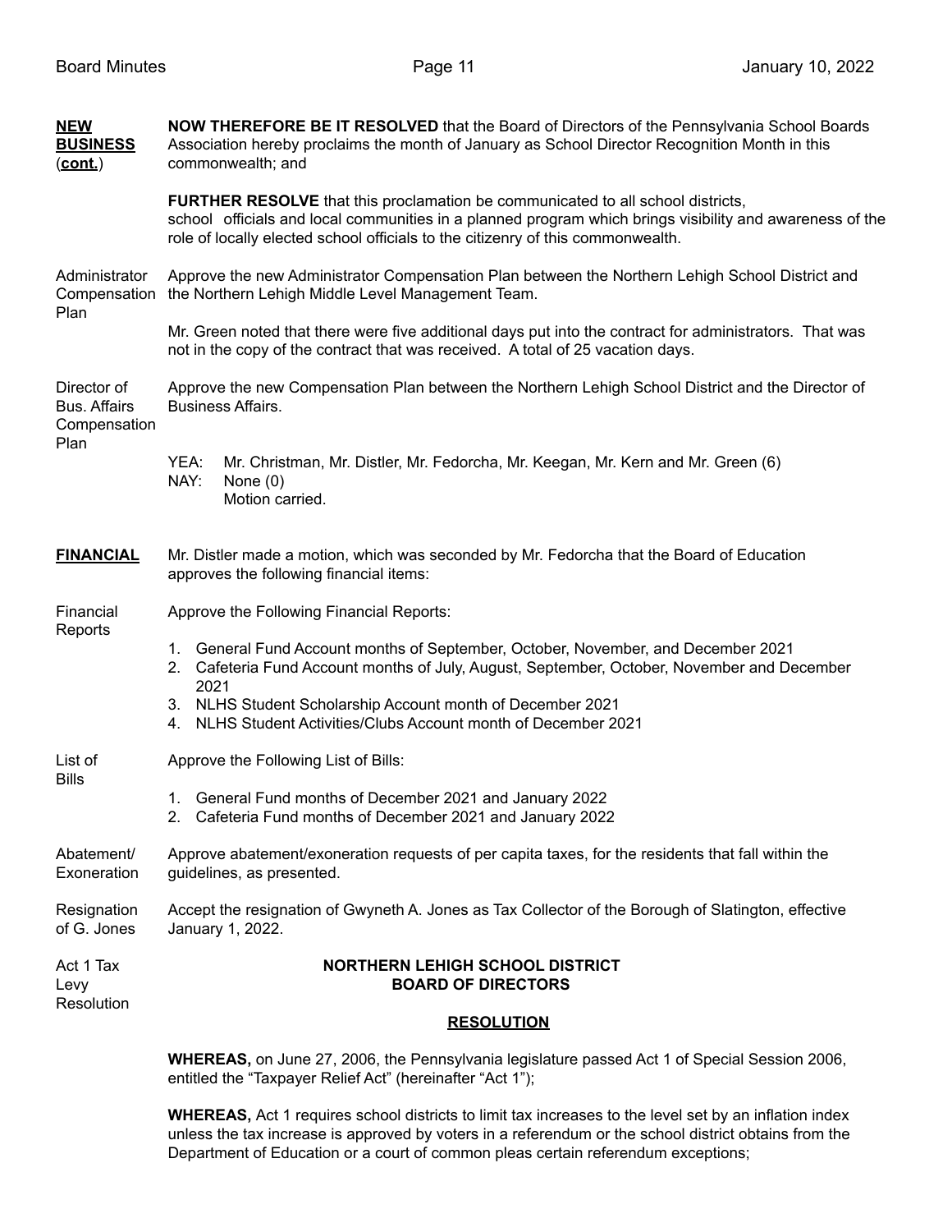**<u>NEW BUSINESS</u> (<u>cont.</u>)**

**NOW THEREFORE BE IT RESOLVED** that the Board of Directors of the Pennsylvania School Boards Association hereby proclaims the month of January as School Director Recognition Month in this commonwealth; and

**FURTHER RESOLVE** that this proclamation be communicated to all school districts, school officials and local communities in a planned program which brings visibility and awareness of the role of locally elected school officials to the citizenry of this commonwealth.

Administrator Compensation Plan

Approve the new Administrator Compensation Plan between the Northern Lehigh School District and the Northern Lehigh Middle Level Management Team.

Mr. Green noted that there were five additional days put into the contract for administrators. That was not in the copy of the contract that was received. A total of 25 vacation days.

Director of Bus. Affairs Compensation Plan

Approve the new Compensation Plan between the Northern Lehigh School District and the Director of Business Affairs.

YEA: Mr. Christman, Mr. Distler, Mr. Fedorcha, Mr. Keegan, Mr. Kern and Mr. Green (6)
NAY: None (0)
Motion carried.

**<u>FINANCIAL</u>**

Mr. Distler made a motion, which was seconded by Mr. Fedorcha that the Board of Education approves the following financial items:

Financial Reports

Approve the Following Financial Reports:

1. General Fund Account months of September, October, November, and December 2021
2. Cafeteria Fund Account months of July, August, September, October, November and December 2021
3. NLHS Student Scholarship Account month of December 2021
4. NLHS Student Activities/Clubs Account month of December 2021

List of Bills

Approve the Following List of Bills:

1. General Fund months of December 2021 and January 2022
2. Cafeteria Fund months of December 2021 and January 2022

Abatement/ Exoneration

Approve abatement/exoneration requests of per capita taxes, for the residents that fall within the guidelines, as presented.

Resignation of G. Jones

Accept the resignation of Gwyneth A. Jones as Tax Collector of the Borough of Slatington, effective January 1, 2022.

Act 1 Tax Levy Resolution

**NORTHERN LEHIGH SCHOOL DISTRICT**
**BOARD OF DIRECTORS**

**<u>RESOLUTION</u>**

**WHEREAS,** on June 27, 2006, the Pennsylvania legislature passed Act 1 of Special Session 2006, entitled the "Taxpayer Relief Act" (hereinafter "Act 1");

**WHEREAS,** Act 1 requires school districts to limit tax increases to the level set by an inflation index unless the tax increase is approved by voters in a referendum or the school district obtains from the Department of Education or a court of common pleas certain referendum exceptions;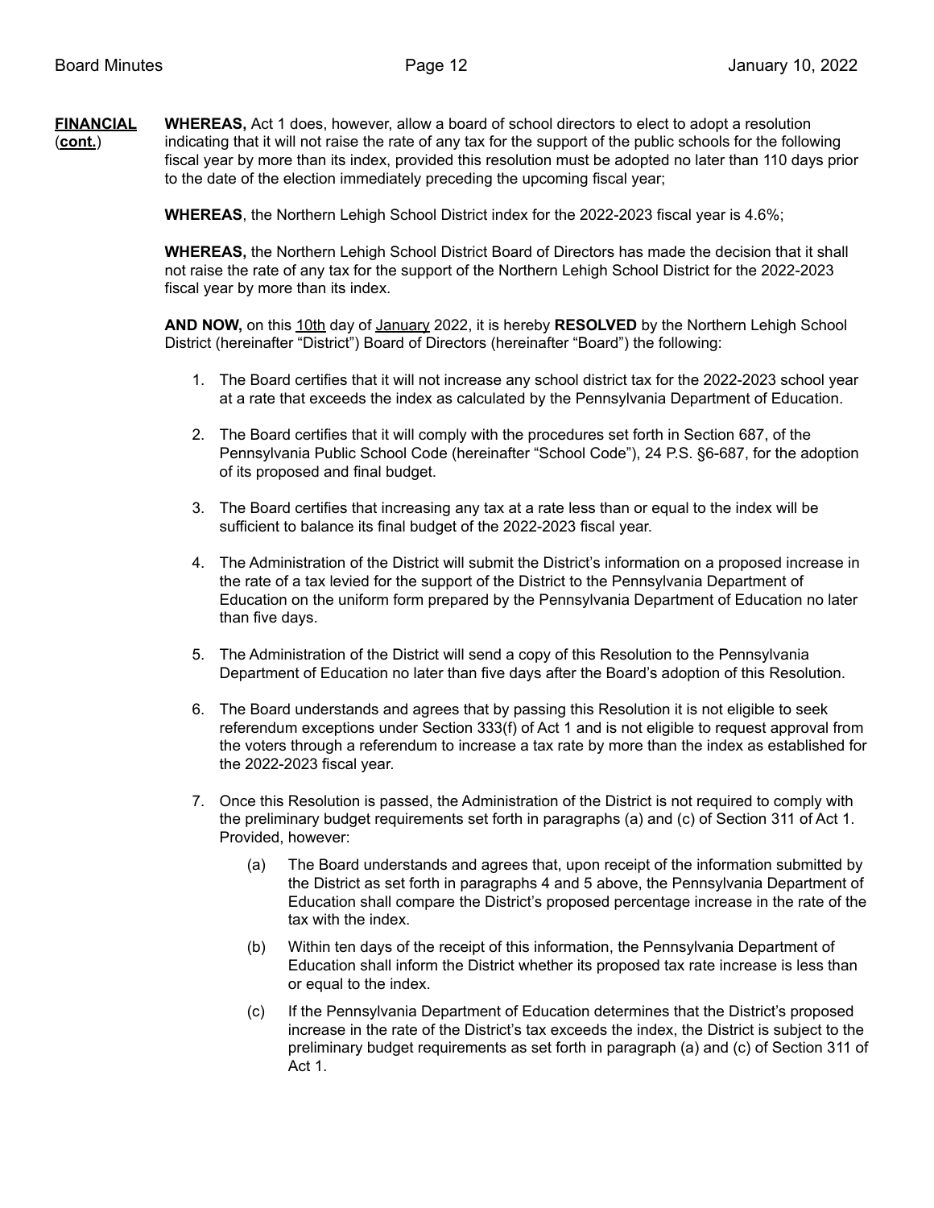**FINANCIAL** (**cont.**)

**WHEREAS,** Act 1 does, however, allow a board of school directors to elect to adopt a resolution indicating that it will not raise the rate of any tax for the support of the public schools for the following fiscal year by more than its index, provided this resolution must be adopted no later than 110 days prior to the date of the election immediately preceding the upcoming fiscal year;

**WHEREAS**, the Northern Lehigh School District index for the 2022-2023 fiscal year is 4.6%;

**WHEREAS,** the Northern Lehigh School District Board of Directors has made the decision that it shall not raise the rate of any tax for the support of the Northern Lehigh School District for the 2022-2023 fiscal year by more than its index.

**AND NOW,** on this 10th day of January 2022, it is hereby **RESOLVED** by the Northern Lehigh School District (hereinafter "District") Board of Directors (hereinafter "Board") the following:

1. The Board certifies that it will not increase any school district tax for the 2022-2023 school year at a rate that exceeds the index as calculated by the Pennsylvania Department of Education.
2. The Board certifies that it will comply with the procedures set forth in Section 687, of the Pennsylvania Public School Code (hereinafter "School Code"), 24 P.S. §6-687, for the adoption of its proposed and final budget.
3. The Board certifies that increasing any tax at a rate less than or equal to the index will be sufficient to balance its final budget of the 2022-2023 fiscal year.
4. The Administration of the District will submit the District's information on a proposed increase in the rate of a tax levied for the support of the District to the Pennsylvania Department of Education on the uniform form prepared by the Pennsylvania Department of Education no later than five days.
5. The Administration of the District will send a copy of this Resolution to the Pennsylvania Department of Education no later than five days after the Board's adoption of this Resolution.
6. The Board understands and agrees that by passing this Resolution it is not eligible to seek referendum exceptions under Section 333(f) of Act 1 and is not eligible to request approval from the voters through a referendum to increase a tax rate by more than the index as established for the 2022-2023 fiscal year.
7. Once this Resolution is passed, the Administration of the District is not required to comply with the preliminary budget requirements set forth in paragraphs (a) and (c) of Section 311 of Act 1. Provided, however:
   - (a) The Board understands and agrees that, upon receipt of the information submitted by the District as set forth in paragraphs 4 and 5 above, the Pennsylvania Department of Education shall compare the District's proposed percentage increase in the rate of the tax with the index.
   - (b) Within ten days of the receipt of this information, the Pennsylvania Department of Education shall inform the District whether its proposed tax rate increase is less than or equal to the index.
   - (c) If the Pennsylvania Department of Education determines that the District's proposed increase in the rate of the District's tax exceeds the index, the District is subject to the preliminary budget requirements as set forth in paragraph (a) and (c) of Section 311 of Act 1.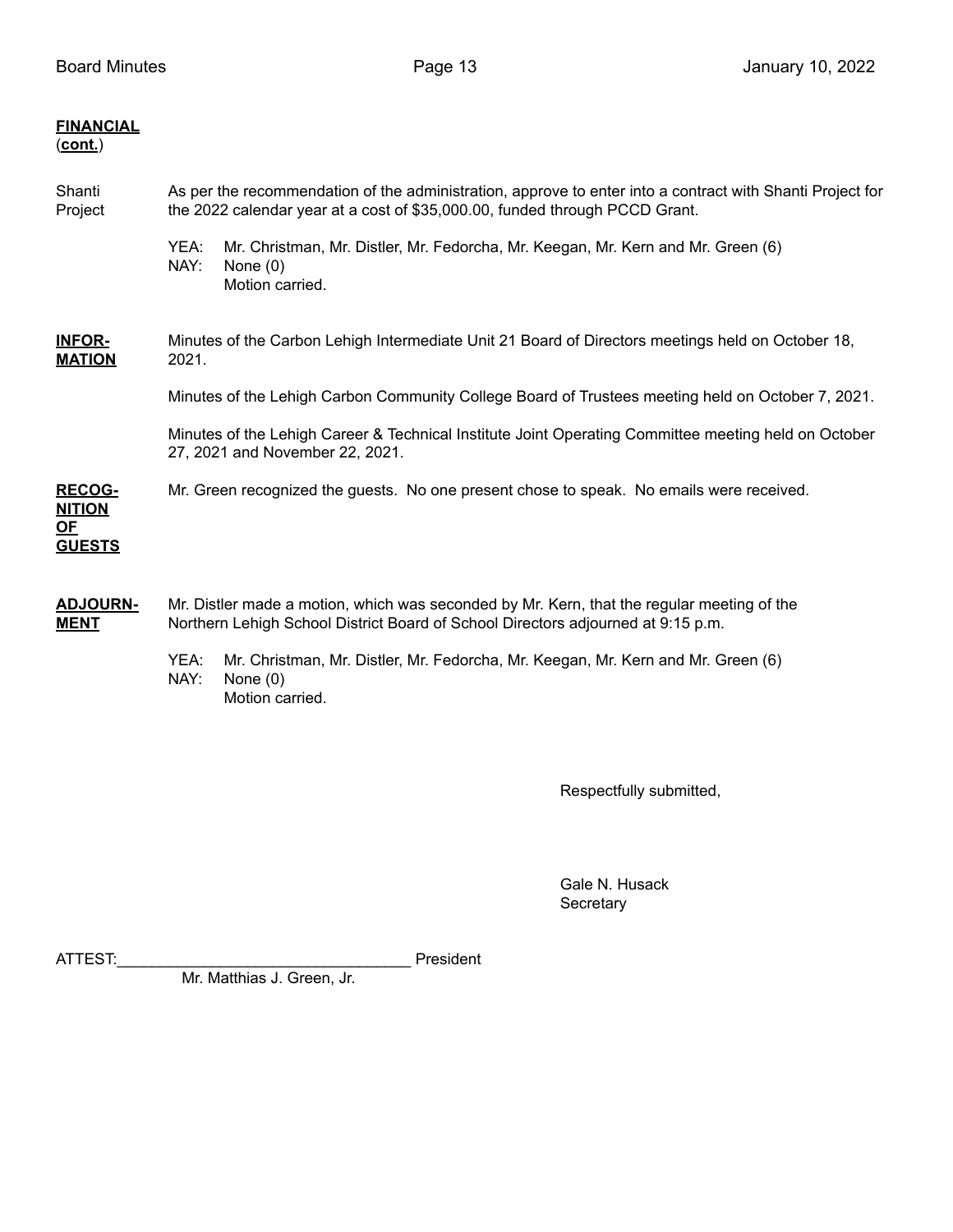**FINANCIAL** (**cont.**)

Shanti Project

As per the recommendation of the administration, approve to enter into a contract with Shanti Project for the 2022 calendar year at a cost of $35,000.00, funded through PCCD Grant.

YEA: Mr. Christman, Mr. Distler, Mr. Fedorcha, Mr. Keegan, Mr. Kern and Mr. Green (6)
NAY: None (0)
Motion carried.

**INFORMATION**

Minutes of the Carbon Lehigh Intermediate Unit 21 Board of Directors meetings held on October 18, 2021.

Minutes of the Lehigh Carbon Community College Board of Trustees meeting held on October 7, 2021.

Minutes of the Lehigh Career & Technical Institute Joint Operating Committee meeting held on October 27, 2021 and November 22, 2021.

**RECOGNITION OF GUESTS**

Mr. Green recognized the guests. No one present chose to speak. No emails were received.

**ADJOURNMENT**

Mr. Distler made a motion, which was seconded by Mr. Kern, that the regular meeting of the Northern Lehigh School District Board of School Directors adjourned at 9:15 p.m.

YEA: Mr. Christman, Mr. Distler, Mr. Fedorcha, Mr. Keegan, Mr. Kern and Mr. Green (6)
NAY: None (0)
Motion carried.

Respectfully submitted,

Gale N. Husack
Secretary

ATTEST:_________________________________ President
Mr. Matthias J. Green, Jr.